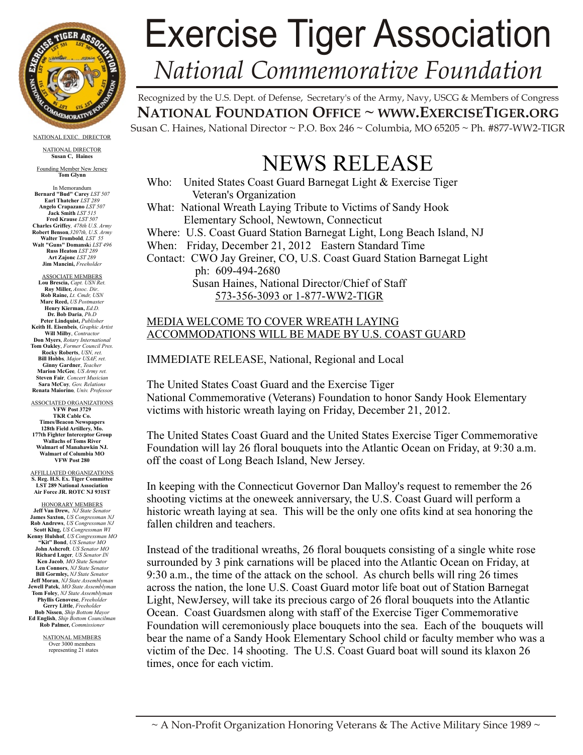# Exercise Tiger Association

## *National Commemorative Foundation*

Recognized by the U.S. Dept. of Defense, Secretary's of the Army, Navy, USCG & Members of Congress

**NATIONAL FOUNDATION OFFICE ~ WWW.EXERCISETIGER.ORG**

Susan C. Haines, National Director ~ P.O. Box 246 ~ Columbia, MO 65205 ~ Ph. #877-WW2-TIGR

NATIONAL EXEC. DIRECTOR

NATIONAL DIRECTOR
**Susan C, Haines**

Founding Member New Jersey
**Tom Glynn**

In Memorandum
**Bernard "Bud" Carey** *LST 507*
**Earl Thatcher** *LST 289*
**Angelo Crapazano** *LST 507*
**Jack Smith** *LST 515*
**Fred Krause** *LST 507*
**Charles Griffey**, *478th U.S. Army*
**Robert Benson**,*3207th, U.S. Army*
**Walter Trombold**, *LST 55*
**Walt "Guns" Domanski** *LST 496*
**Russ Heaton** *LST 289*
**Art Zajonc** *LST 289*
**Jim Mancini**, *Freeholder*

ASSOCIATE MEMBERS
**Lou Brescia**, *Capt. USN Ret.*
**Roy Miller**, *Assoc. Dir.*
**Rob Raine**, *Lt. Cmdr, USN*
**Marc Reed**, *US Postmaster*
**Henry Kierman**, *Ed.D.*
**Dr. Bob Daria**, *Ph.D*
**Peter Lindquist**, *Publisher*
**Keith H. Eisenbeis**, *Graphic Artist*
**Will Milby**, *Contractor*
**Don Myers**, *Rotary International*
**Tom Oakley**, *Former Council Pres.*
**Rocky Roberts**, *USN, ret.*
**Bill Hobbs**, *Major USAF, ret.*
**Ginny Gardner**, *Teacher*
**Marion McGee**, *US Army ret.*
**Steven Fair**, *Concert Musician*
**Sara McCoy**, *Gov. Relations*
**Renata Maiorino**, *Univ. Professor*

ASSOCIATED ORGANIZATIONS
**VFW Post 3729**
**TKR Cable Co.**
**Times/Beacon Newspapers**
**128th Field Artillery, Mo.**
**177th Fighter Interceptor Group**
**Wallachs of Toms River**
**Walmart of Manahawkin NJ.**
**Walmart of Columbia MO**
**VFW Post 280**

AFFILLIATED ORGANIZATIONS
**S. Reg. H.S. Ex. Tiger Committee**
**LST 289 National Association**
**Air Force JR. ROTC NJ 931ST**

HONORARY MEMBERS
**Jeff Van Drew**, *NJ State Senator*
**James Saxton**, *US Congressman NJ*
**Rob Andrews**, *US Congressman NJ*
**Scott Klug**, *US Congressman WI*
**Kenny Hulshof**, *US Congressman MO*
**"Kit" Bond**, *US Senator MO*
**John Ashcroft**, *US Senator MO*
**Richard Luger**, *US Senator IN*
**Ken Jacob**, *MO State Senator*
**Len Connors**, *NJ State Senator*
**Bill Gormley**, *NJ State Senator*
**Jeff Moran**, *NJ State Assemblyman*
**Jewell Patek**, *MO State Assemblyman*
**Tom Foley**, *NJ State Assemblyman*
**Phyllis Genovese**, *Freeholder*
**Gerry Little**, *Freeholder*
**Bob Nissen**, *Ship Bottom Mayor*
**Ed English**, *Ship Bottom Councilman*
**Rob Palmer**, *Commissioner*

NATIONAL MEMBERS
Over 3000 members
representing 21 states

# NEWS RELEASE

Who: United States Coast Guard Barnegat Light & Exercise Tiger Veteran's Organization
What: National Wreath Laying Tribute to Victims of Sandy Hook Elementary School, Newtown, Connecticut
Where: U.S. Coast Guard Station Barnegat Light, Long Beach Island, NJ
When: Friday, December 21, 2012 Eastern Standard Time
Contact: CWO Jay Greiner, CO, U.S. Coast Guard Station Barnegat Light
ph: 609-494-2680
Susan Haines, National Director/Chief of Staff
573-356-3093 or 1-877-WW2-TIGR

MEDIA WELCOME TO COVER WREATH LAYING
ACCOMMODATIONS WILL BE MADE BY U.S. COAST GUARD

IMMEDIATE RELEASE, National, Regional and Local

The United States Coast Guard and the Exercise Tiger National Commemorative (Veterans) Foundation to honor Sandy Hook Elementary victims with historic wreath laying on Friday, December 21, 2012.

The United States Coast Guard and the United States Exercise Tiger Commemorative Foundation will lay 26 floral bouquets into the Atlantic Ocean on Friday, at 9:30 a.m. off the coast of Long Beach Island, New Jersey.

In keeping with the Connecticut Governor Dan Malloy's request to remember the 26 shooting victims at the oneweek anniversary, the U.S. Coast Guard will perform a historic wreath laying at sea. This will be the only one ofits kind at sea honoring the fallen children and teachers.

Instead of the traditional wreaths, 26 floral bouquets consisting of a single white rose surrounded by 3 pink carnations will be placed into the Atlantic Ocean on Friday, at 9:30 a.m., the time of the attack on the school. As church bells will ring 26 times across the nation, the lone U.S. Coast Guard motor life boat out of Station Barnegat Light, NewJersey, will take its precious cargo of 26 floral bouquets into the Atlantic Ocean. Coast Guardsmen along with staff of the Exercise Tiger Commemorative Foundation will ceremoniously place bouquets into the sea. Each of the bouquets will bear the name of a Sandy Hook Elementary School child or faculty member who was a victim of the Dec. 14 shooting. The U.S. Coast Guard boat will sound its klaxon 26 times, once for each victim.

~ A Non-Profit Organization Honoring Veterans & The Active Military Since 1989 ~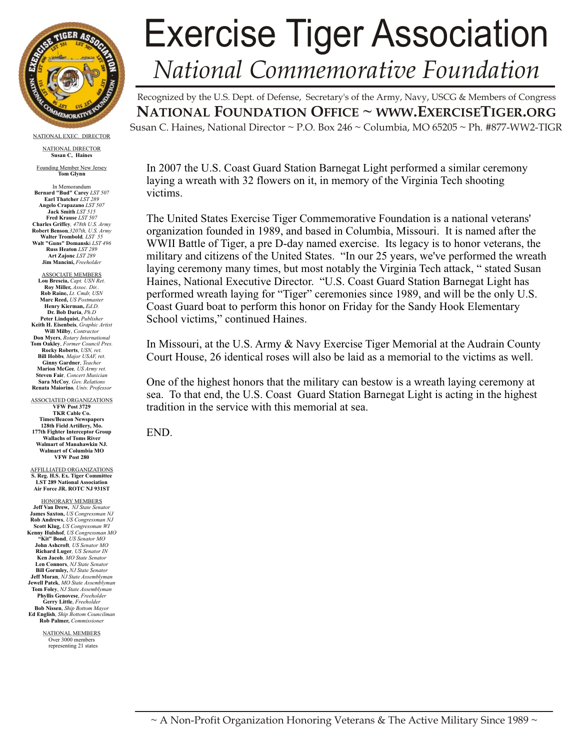# Exercise Tiger Association

*National Commemorative Foundation*

Recognized by the U.S. Dept. of Defense, Secretary's of the Army, Navy, USCG & Members of Congress

**NATIONAL FOUNDATION OFFICE ~ WWW.EXERCISETIGER.ORG**

Susan C. Haines, National Director ~ P.O. Box 246 ~ Columbia, MO 65205 ~ Ph. #877-WW2-TIGR

NATIONAL EXEC. DIRECTOR

NATIONAL DIRECTOR
**Susan C, Haines**

Founding Member New Jersey
**Tom Glynn**

In Memorandum
**Bernard "Bud" Carey** *LST 507*
**Earl Thatcher** *LST 289*
**Angelo Crapazano** *LST 507*
**Jack Smith** *LST 515*
**Fred Krause** *LST 507*
**Charles Griffey**, *478th U.S. Army*
**Robert Benson**,*3207th, U.S. Army*
**Walter Trombold**, *LST 55*
**Walt "Guns" Domanski** *LST 496*
**Russ Heaton** *LST 289*
**Art Zajonc** *LST 289*
**Jim Mancini**, *Freeholder*

ASSOCIATE MEMBERS
**Lou Brescia,** *Capt. USN Ret.*
**Roy Miller,** *Assoc. Dir.*
**Rob Raine,** *Lt. Cmdr, USN*
**Marc Reed,** *US Postmaster*
**Henry Kierman,** *Ed.D.*
**Dr. Bob Daria**, *Ph.D*
**Peter Lindquist,** *Publisher*
**Keith H. Eisenbeis**, *Graphic Artist*
**Will Milby**, *Contractor*
**Don Myers**, *Rotary International*
**Tom Oakley**, *Former Council Pres.*
**Rocky Roberts**, *USN, ret.*
**Bill Hobbs**, *Major USAF, ret.*
**Ginny Gardner**, *Teacher*
**Marion McGee**, *US Army ret.*
**Steven Fair**, *Concert Musician*
**Sara McCoy**, *Gov. Relations*
**Renata Maiorino**, *Univ. Professor*

ASSOCIATED ORGANIZATIONS
**VFW Post 3729**
**TKR Cable Co.**
**Times/Beacon Newspapers**
**128th Field Artillery, Mo.**
**177th Fighter Interceptor Group**
**Wallachs of Toms River**
**Walmart of Manahawkin NJ.**
**Walmart of Columbia MO**
**VFW Post 280**

AFFILLIATED ORGANIZATIONS
**S. Reg. H.S. Ex. Tiger Committee**
**LST 289 National Association**
**Air Force JR. ROTC NJ 931ST**

HONORARY MEMBERS
**Jeff Van Drew,** *NJ State Senator*
**James Saxton,** *US Congressman NJ*
**Rob Andrews**, *US Congressman NJ*
**Scott Klug,** *US Congressman WI*
**Kenny Hulshof**, *US Congressman MO*
**"Kit" Bond**, *US Senator MO*
**John Ashcroft**, *US Senator MO*
**Richard Luger**, *US Senator IN*
**Ken Jacob**, *MO State Senator*
**Len Connors**, *NJ State Senator*
**Bill Gormley,** *NJ State Senator*
**Jeff Moran**, *NJ State Assemblyman*
**Jewell Patek**, *MO State Assemblyman*
**Tom Foley**, *NJ State Assemblyman*
**Phyllis Genovese**, *Freeholder*
**Gerry Little**, *Freeholder*
**Bob Nissen**, *Ship Bottom Mayor*
**Ed English**, *Ship Bottom Councilman*
**Rob Palmer,** *Commissioner*

NATIONAL MEMBERS
Over 3000 members
representing 21 states

In 2007 the U.S. Coast Guard Station Barnegat Light performed a similar ceremony laying a wreath with 32 flowers on it, in memory of the Virginia Tech shooting victims.

The United States Exercise Tiger Commemorative Foundation is a national veterans' organization founded in 1989, and based in Columbia, Missouri. It is named after the WWII Battle of Tiger, a pre D-day named exercise. Its legacy is to honor veterans, the military and citizens of the United States. "In our 25 years, we've performed the wreath laying ceremony many times, but most notably the Virginia Tech attack, " stated Susan Haines, National Executive Director. "U.S. Coast Guard Station Barnegat Light has performed wreath laying for "Tiger" ceremonies since 1989, and will be the only U.S. Coast Guard boat to perform this honor on Friday for the Sandy Hook Elementary School victims," continued Haines.

In Missouri, at the U.S. Army & Navy Exercise Tiger Memorial at the Audrain County Court House, 26 identical roses will also be laid as a memorial to the victims as well.

One of the highest honors that the military can bestow is a wreath laying ceremony at sea. To that end, the U.S. Coast Guard Station Barnegat Light is acting in the highest tradition in the service with this memorial at sea.

END.

~ A Non-Profit Organization Honoring Veterans & The Active Military Since 1989 ~